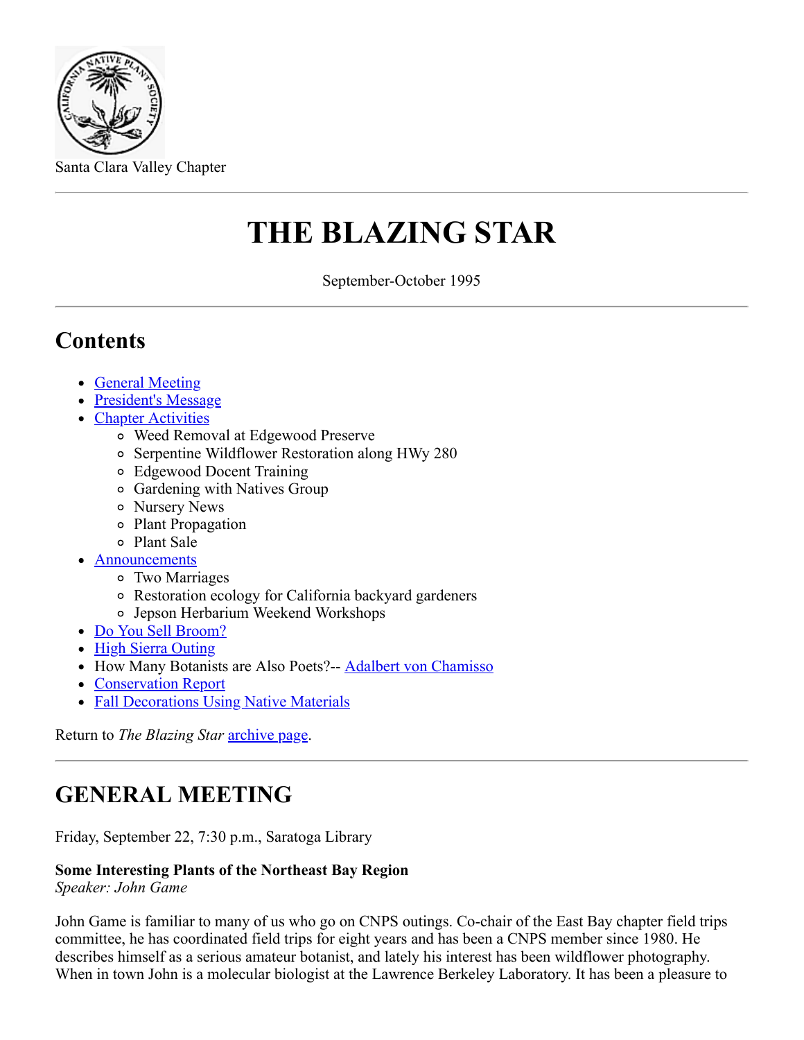Santa Clara Valley Chapter

# THE BLAZING STAR

September-October 1995

## Contents

- General Meeting
- President's Message
- Chapter Activities
  - Weed Removal at Edgewood Preserve
  - Serpentine Wildflower Restoration along HWy 280
  - Edgewood Docent Training
  - Gardening with Natives Group
  - Nursery News
  - Plant Propagation
  - Plant Sale
- Announcements
  - Two Marriages
  - Restoration ecology for California backyard gardeners
  - Jepson Herbarium Weekend Workshops
- Do You Sell Broom?
- High Sierra Outing
- How Many Botanists are Also Poets?-- Adalbert von Chamisso
- Conservation Report
- Fall Decorations Using Native Materials

Return to *The Blazing Star* archive page.

## GENERAL MEETING

Friday, September 22, 7:30 p.m., Saratoga Library

**Some Interesting Plants of the Northeast Bay Region**
*Speaker: John Game*

John Game is familiar to many of us who go on CNPS outings. Co-chair of the East Bay chapter field trips committee, he has coordinated field trips for eight years and has been a CNPS member since 1980. He describes himself as a serious amateur botanist, and lately his interest has been wildflower photography. When in town John is a molecular biologist at the Lawrence Berkeley Laboratory. It has been a pleasure to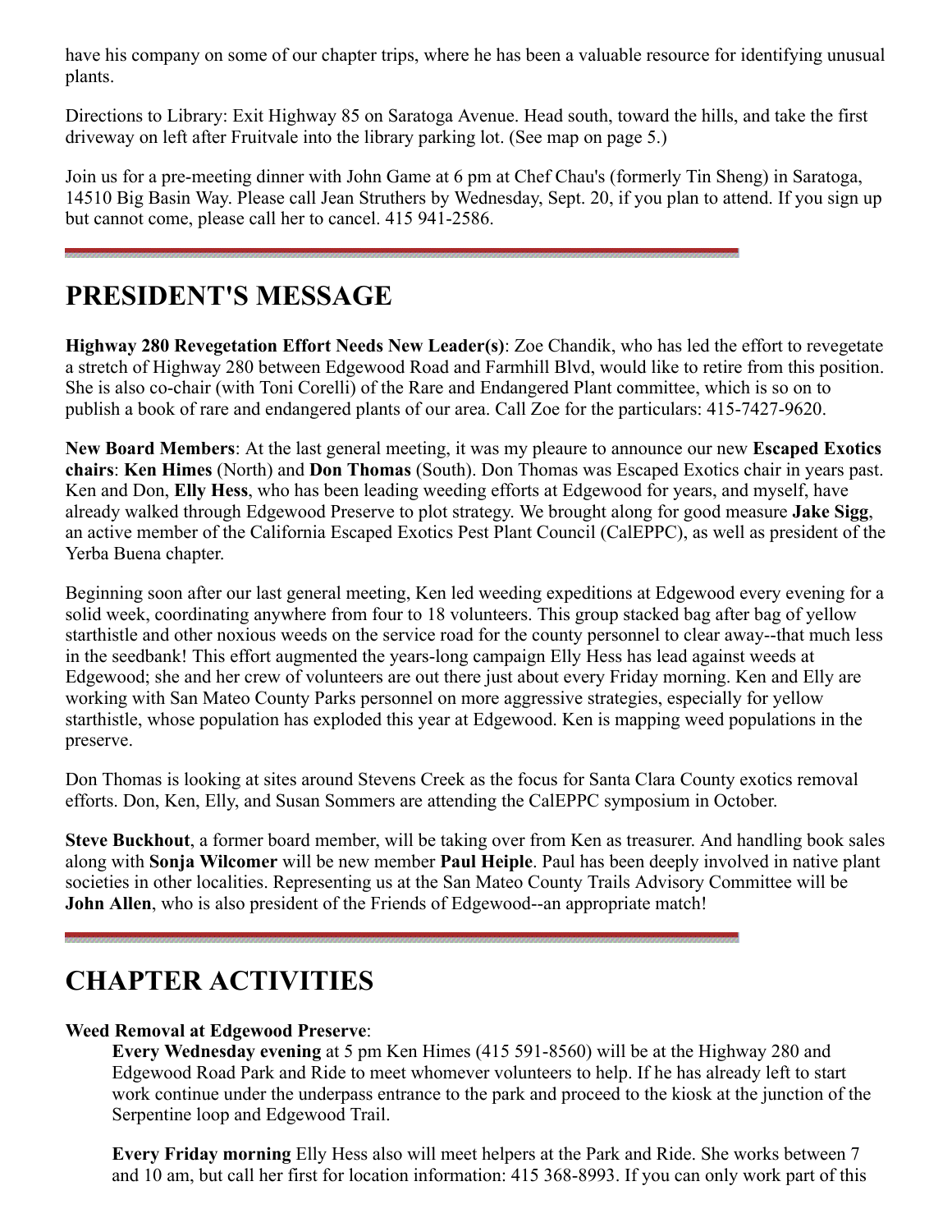have his company on some of our chapter trips, where he has been a valuable resource for identifying unusual plants.

Directions to Library: Exit Highway 85 on Saratoga Avenue. Head south, toward the hills, and take the first driveway on left after Fruitvale into the library parking lot. (See map on page 5.)

Join us for a pre-meeting dinner with John Game at 6 pm at Chef Chau's (formerly Tin Sheng) in Saratoga, 14510 Big Basin Way. Please call Jean Struthers by Wednesday, Sept. 20, if you plan to attend. If you sign up but cannot come, please call her to cancel. 415 941-2586.

---

# PRESIDENT'S MESSAGE

**Highway 280 Revegetation Effort Needs New Leader(s)**: Zoe Chandik, who has led the effort to revegetate a stretch of Highway 280 between Edgewood Road and Farmhill Blvd, would like to retire from this position. She is also co-chair (with Toni Corelli) of the Rare and Endangered Plant committee, which is so on to publish a book of rare and endangered plants of our area. Call Zoe for the particulars: 415-7427-9620.

**New Board Members**: At the last general meeting, it was my pleaure to announce our new **Escaped Exotics chairs**: **Ken Himes** (North) and **Don Thomas** (South). Don Thomas was Escaped Exotics chair in years past. Ken and Don, **Elly Hess**, who has been leading weeding efforts at Edgewood for years, and myself, have already walked through Edgewood Preserve to plot strategy. We brought along for good measure **Jake Sigg**, an active member of the California Escaped Exotics Pest Plant Council (CalEPPC), as well as president of the Yerba Buena chapter.

Beginning soon after our last general meeting, Ken led weeding expeditions at Edgewood every evening for a solid week, coordinating anywhere from four to 18 volunteers. This group stacked bag after bag of yellow starthistle and other noxious weeds on the service road for the county personnel to clear away--that much less in the seedbank! This effort augmented the years-long campaign Elly Hess has lead against weeds at Edgewood; she and her crew of volunteers are out there just about every Friday morning. Ken and Elly are working with San Mateo County Parks personnel on more aggressive strategies, especially for yellow starthistle, whose population has exploded this year at Edgewood. Ken is mapping weed populations in the preserve.

Don Thomas is looking at sites around Stevens Creek as the focus for Santa Clara County exotics removal efforts. Don, Ken, Elly, and Susan Sommers are attending the CalEPPC symposium in October.

**Steve Buckhout**, a former board member, will be taking over from Ken as treasurer. And handling book sales along with **Sonja Wilcomer** will be new member **Paul Heiple**. Paul has been deeply involved in native plant societies in other localities. Representing us at the San Mateo County Trails Advisory Committee will be **John Allen**, who is also president of the Friends of Edgewood--an appropriate match!

---

# CHAPTER ACTIVITIES

**Weed Removal at Edgewood Preserve**:

**Every Wednesday evening** at 5 pm Ken Himes (415 591-8560) will be at the Highway 280 and Edgewood Road Park and Ride to meet whomever volunteers to help. If he has already left to start work continue under the underpass entrance to the park and proceed to the kiosk at the junction of the Serpentine loop and Edgewood Trail.

**Every Friday morning** Elly Hess also will meet helpers at the Park and Ride. She works between 7 and 10 am, but call her first for location information: 415 368-8993. If you can only work part of this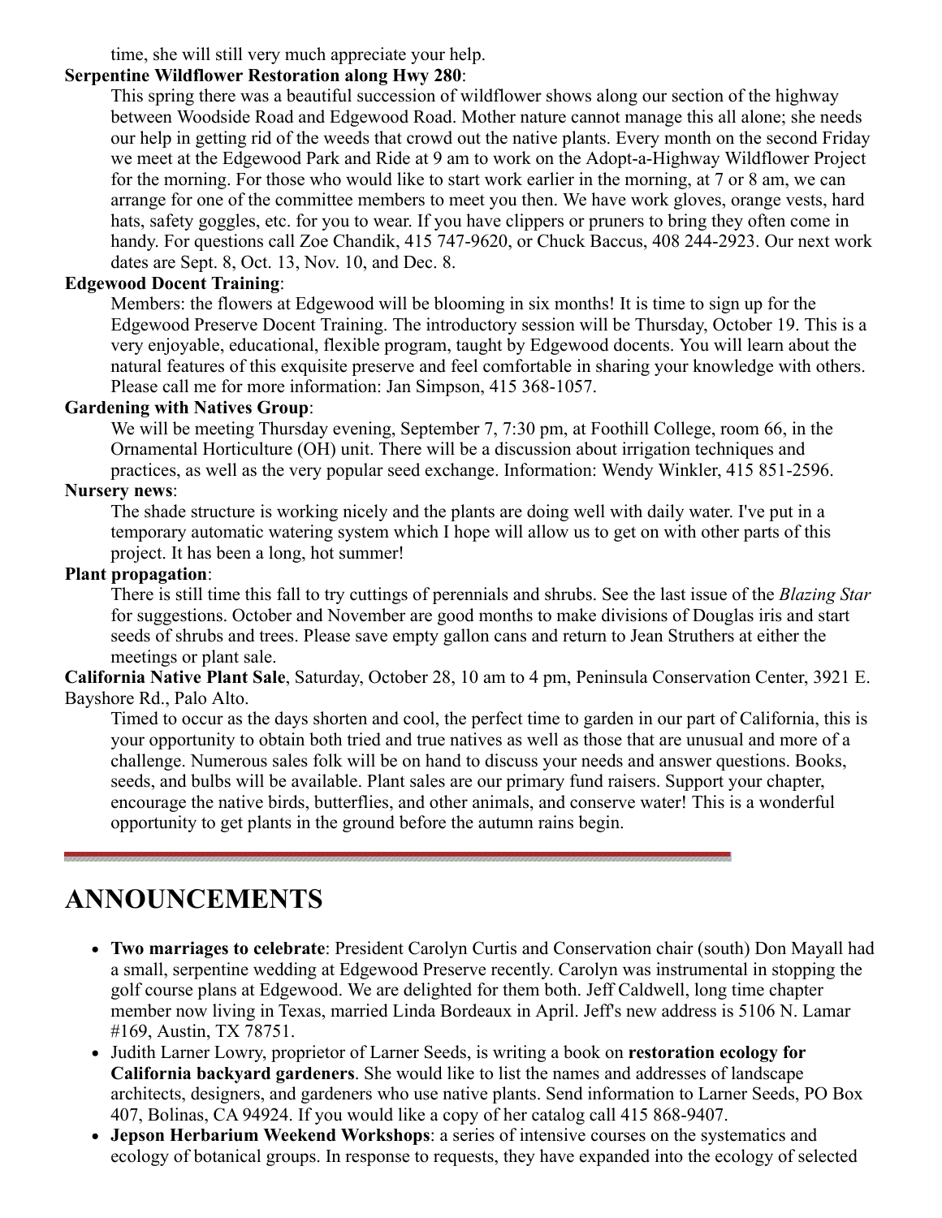time, she will still very much appreciate your help.

**Serpentine Wildflower Restoration along Hwy 280**:

This spring there was a beautiful succession of wildflower shows along our section of the highway between Woodside Road and Edgewood Road. Mother nature cannot manage this all alone; she needs our help in getting rid of the weeds that crowd out the native plants. Every month on the second Friday we meet at the Edgewood Park and Ride at 9 am to work on the Adopt-a-Highway Wildflower Project for the morning. For those who would like to start work earlier in the morning, at 7 or 8 am, we can arrange for one of the committee members to meet you then. We have work gloves, orange vests, hard hats, safety goggles, etc. for you to wear. If you have clippers or pruners to bring they often come in handy. For questions call Zoe Chandik, 415 747-9620, or Chuck Baccus, 408 244-2923. Our next work dates are Sept. 8, Oct. 13, Nov. 10, and Dec. 8.

**Edgewood Docent Training**:

Members: the flowers at Edgewood will be blooming in six months! It is time to sign up for the Edgewood Preserve Docent Training. The introductory session will be Thursday, October 19. This is a very enjoyable, educational, flexible program, taught by Edgewood docents. You will learn about the natural features of this exquisite preserve and feel comfortable in sharing your knowledge with others. Please call me for more information: Jan Simpson, 415 368-1057.

**Gardening with Natives Group**:

We will be meeting Thursday evening, September 7, 7:30 pm, at Foothill College, room 66, in the Ornamental Horticulture (OH) unit. There will be a discussion about irrigation techniques and practices, as well as the very popular seed exchange. Information: Wendy Winkler, 415 851-2596.

**Nursery news**:

The shade structure is working nicely and the plants are doing well with daily water. I've put in a temporary automatic watering system which I hope will allow us to get on with other parts of this project. It has been a long, hot summer!

**Plant propagation**:

There is still time this fall to try cuttings of perennials and shrubs. See the last issue of the *Blazing Star* for suggestions. October and November are good months to make divisions of Douglas iris and start seeds of shrubs and trees. Please save empty gallon cans and return to Jean Struthers at either the meetings or plant sale.

**California Native Plant Sale**, Saturday, October 28, 10 am to 4 pm, Peninsula Conservation Center, 3921 E. Bayshore Rd., Palo Alto.

Timed to occur as the days shorten and cool, the perfect time to garden in our part of California, this is your opportunity to obtain both tried and true natives as well as those that are unusual and more of a challenge. Numerous sales folk will be on hand to discuss your needs and answer questions. Books, seeds, and bulbs will be available. Plant sales are our primary fund raisers. Support your chapter, encourage the native birds, butterflies, and other animals, and conserve water! This is a wonderful opportunity to get plants in the ground before the autumn rains begin.

---

# ANNOUNCEMENTS

- **Two marriages to celebrate**: President Carolyn Curtis and Conservation chair (south) Don Mayall had a small, serpentine wedding at Edgewood Preserve recently. Carolyn was instrumental in stopping the golf course plans at Edgewood. We are delighted for them both. Jeff Caldwell, long time chapter member now living in Texas, married Linda Bordeaux in April. Jeff's new address is 5106 N. Lamar #169, Austin, TX 78751.
- Judith Larner Lowry, proprietor of Larner Seeds, is writing a book on **restoration ecology for California backyard gardeners**. She would like to list the names and addresses of landscape architects, designers, and gardeners who use native plants. Send information to Larner Seeds, PO Box 407, Bolinas, CA 94924. If you would like a copy of her catalog call 415 868-9407.
- **Jepson Herbarium Weekend Workshops**: a series of intensive courses on the systematics and ecology of botanical groups. In response to requests, they have expanded into the ecology of selected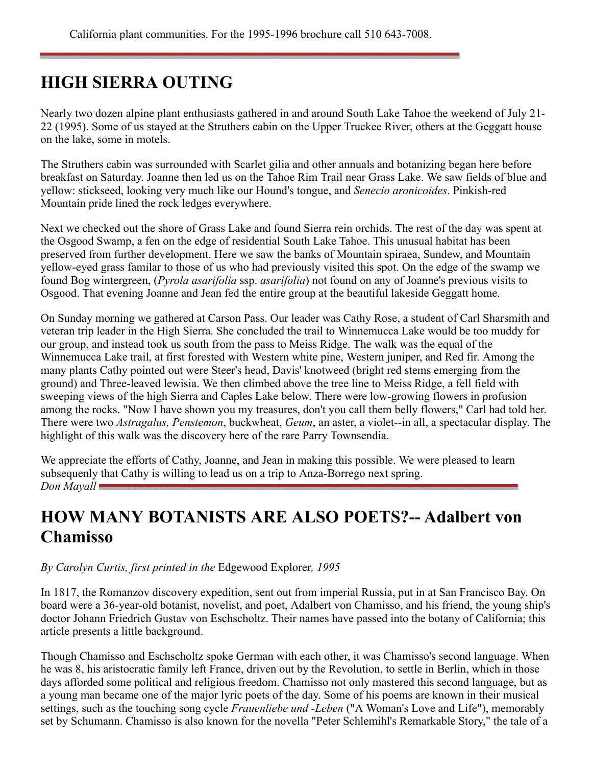California plant communities. For the 1995-1996 brochure call 510 643-7008.

## HIGH SIERRA OUTING

Nearly two dozen alpine plant enthusiasts gathered in and around South Lake Tahoe the weekend of July 21-22 (1995). Some of us stayed at the Struthers cabin on the Upper Truckee River, others at the Geggatt house on the lake, some in motels.

The Struthers cabin was surrounded with Scarlet gilia and other annuals and botanizing began here before breakfast on Saturday. Joanne then led us on the Tahoe Rim Trail near Grass Lake. We saw fields of blue and yellow: stickseed, looking very much like our Hound's tongue, and *Senecio aronicoides*. Pinkish-red Mountain pride lined the rock ledges everywhere.

Next we checked out the shore of Grass Lake and found Sierra rein orchids. The rest of the day was spent at the Osgood Swamp, a fen on the edge of residential South Lake Tahoe. This unusual habitat has been preserved from further development. Here we saw the banks of Mountain spiraea, Sundew, and Mountain yellow-eyed grass familar to those of us who had previously visited this spot. On the edge of the swamp we found Bog wintergreen, (*Pyrola asarifolia* ssp. *asarifolia*) not found on any of Joanne's previous visits to Osgood. That evening Joanne and Jean fed the entire group at the beautiful lakeside Geggatt home.

On Sunday morning we gathered at Carson Pass. Our leader was Cathy Rose, a student of Carl Sharsmith and veteran trip leader in the High Sierra. She concluded the trail to Winnemucca Lake would be too muddy for our group, and instead took us south from the pass to Meiss Ridge. The walk was the equal of the Winnemucca Lake trail, at first forested with Western white pine, Western juniper, and Red fir. Among the many plants Cathy pointed out were Steer's head, Davis' knotweed (bright red stems emerging from the ground) and Three-leaved lewisia. We then climbed above the tree line to Meiss Ridge, a fell field with sweeping views of the high Sierra and Caples Lake below. There were low-growing flowers in profusion among the rocks. "Now I have shown you my treasures, don't you call them belly flowers," Carl had told her. There were two *Astragalus, Penstemon*, buckwheat, *Geum*, an aster, a violet--in all, a spectacular display. The highlight of this walk was the discovery here of the rare Parry Townsendia.

We appreciate the efforts of Cathy, Joanne, and Jean in making this possible. We were pleased to learn subsequenly that Cathy is willing to lead us on a trip to Anza-Borrego next spring.
*Don Mayall*

## HOW MANY BOTANISTS ARE ALSO POETS?-- Adalbert von Chamisso

*By Carolyn Curtis, first printed in the* Edgewood Explorer*, 1995*

In 1817, the Romanzov discovery expedition, sent out from imperial Russia, put in at San Francisco Bay. On board were a 36-year-old botanist, novelist, and poet, Adalbert von Chamisso, and his friend, the young ship's doctor Johann Friedrich Gustav von Eschscholtz. Their names have passed into the botany of California; this article presents a little background.

Though Chamisso and Eschscholtz spoke German with each other, it was Chamisso's second language. When he was 8, his aristocratic family left France, driven out by the Revolution, to settle in Berlin, which in those days afforded some political and religious freedom. Chamisso not only mastered this second language, but as a young man became one of the major lyric poets of the day. Some of his poems are known in their musical settings, such as the touching song cycle *Frauenliebe und -Leben* ("A Woman's Love and Life"), memorably set by Schumann. Chamisso is also known for the novella "Peter Schlemihl's Remarkable Story," the tale of a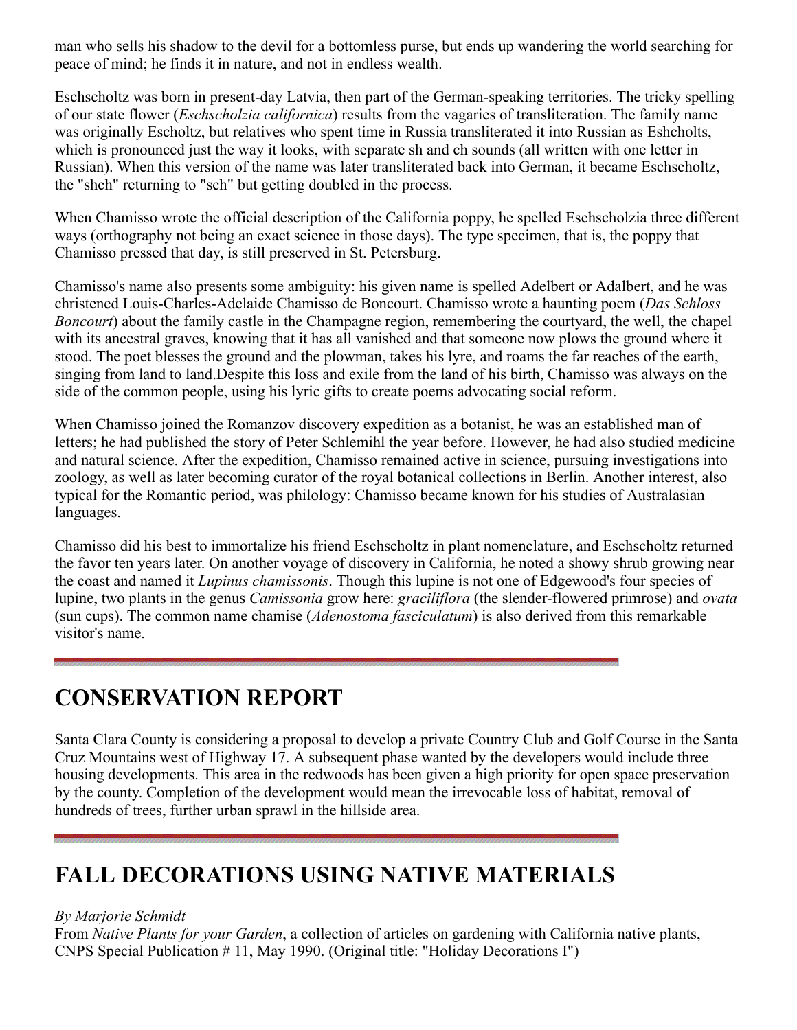man who sells his shadow to the devil for a bottomless purse, but ends up wandering the world searching for peace of mind; he finds it in nature, and not in endless wealth.

Eschscholtz was born in present-day Latvia, then part of the German-speaking territories. The tricky spelling of our state flower (*Eschscholzia californica*) results from the vagaries of transliteration. The family name was originally Escholtz, but relatives who spent time in Russia transliterated it into Russian as Eshcholts, which is pronounced just the way it looks, with separate sh and ch sounds (all written with one letter in Russian). When this version of the name was later transliterated back into German, it became Eschscholtz, the "shch" returning to "sch" but getting doubled in the process.

When Chamisso wrote the official description of the California poppy, he spelled Eschscholzia three different ways (orthography not being an exact science in those days). The type specimen, that is, the poppy that Chamisso pressed that day, is still preserved in St. Petersburg.

Chamisso's name also presents some ambiguity: his given name is spelled Adelbert or Adalbert, and he was christened Louis-Charles-Adelaide Chamisso de Boncourt. Chamisso wrote a haunting poem (*Das Schloss Boncourt*) about the family castle in the Champagne region, remembering the courtyard, the well, the chapel with its ancestral graves, knowing that it has all vanished and that someone now plows the ground where it stood. The poet blesses the ground and the plowman, takes his lyre, and roams the far reaches of the earth, singing from land to land.Despite this loss and exile from the land of his birth, Chamisso was always on the side of the common people, using his lyric gifts to create poems advocating social reform.

When Chamisso joined the Romanzov discovery expedition as a botanist, he was an established man of letters; he had published the story of Peter Schlemihl the year before. However, he had also studied medicine and natural science. After the expedition, Chamisso remained active in science, pursuing investigations into zoology, as well as later becoming curator of the royal botanical collections in Berlin. Another interest, also typical for the Romantic period, was philology: Chamisso became known for his studies of Australasian languages.

Chamisso did his best to immortalize his friend Eschscholtz in plant nomenclature, and Eschscholtz returned the favor ten years later. On another voyage of discovery in California, he noted a showy shrub growing near the coast and named it *Lupinus chamissonis*. Though this lupine is not one of Edgewood's four species of lupine, two plants in the genus *Camissonia* grow here: *graciliflora* (the slender-flowered primrose) and *ovata* (sun cups). The common name chamise (*Adenostoma fasciculatum*) is also derived from this remarkable visitor's name.

## CONSERVATION REPORT

Santa Clara County is considering a proposal to develop a private Country Club and Golf Course in the Santa Cruz Mountains west of Highway 17. A subsequent phase wanted by the developers would include three housing developments. This area in the redwoods has been given a high priority for open space preservation by the county. Completion of the development would mean the irrevocable loss of habitat, removal of hundreds of trees, further urban sprawl in the hillside area.

## FALL DECORATIONS USING NATIVE MATERIALS

*By Marjorie Schmidt*
From *Native Plants for your Garden*, a collection of articles on gardening with California native plants, CNPS Special Publication # 11, May 1990. (Original title: "Holiday Decorations I")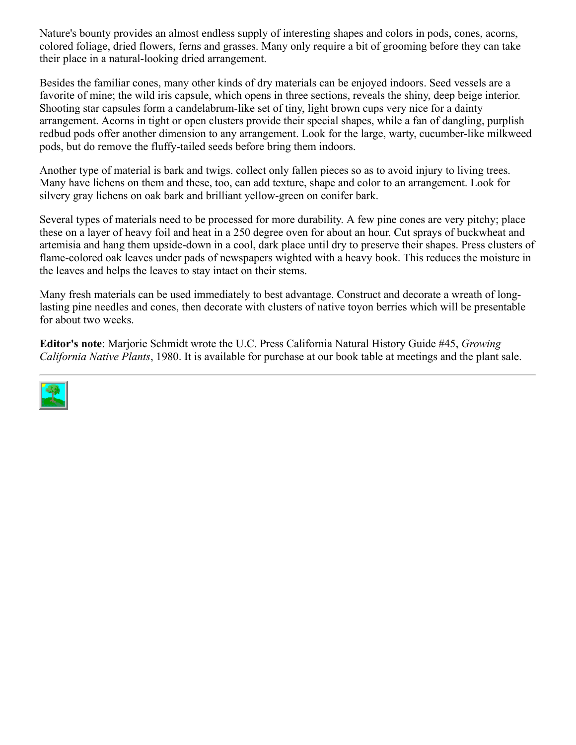Nature's bounty provides an almost endless supply of interesting shapes and colors in pods, cones, acorns, colored foliage, dried flowers, ferns and grasses. Many only require a bit of grooming before they can take their place in a natural-looking dried arrangement.

Besides the familiar cones, many other kinds of dry materials can be enjoyed indoors. Seed vessels are a favorite of mine; the wild iris capsule, which opens in three sections, reveals the shiny, deep beige interior. Shooting star capsules form a candelabrum-like set of tiny, light brown cups very nice for a dainty arrangement. Acorns in tight or open clusters provide their special shapes, while a fan of dangling, purplish redbud pods offer another dimension to any arrangement. Look for the large, warty, cucumber-like milkweed pods, but do remove the fluffy-tailed seeds before bring them indoors.

Another type of material is bark and twigs. collect only fallen pieces so as to avoid injury to living trees. Many have lichens on them and these, too, can add texture, shape and color to an arrangement. Look for silvery gray lichens on oak bark and brilliant yellow-green on conifer bark.

Several types of materials need to be processed for more durability. A few pine cones are very pitchy; place these on a layer of heavy foil and heat in a 250 degree oven for about an hour. Cut sprays of buckwheat and artemisia and hang them upside-down in a cool, dark place until dry to preserve their shapes. Press clusters of flame-colored oak leaves under pads of newspapers wighted with a heavy book. This reduces the moisture in the leaves and helps the leaves to stay intact on their stems.

Many fresh materials can be used immediately to best advantage. Construct and decorate a wreath of long-lasting pine needles and cones, then decorate with clusters of native toyon berries which will be presentable for about two weeks.

**Editor's note**: Marjorie Schmidt wrote the U.C. Press California Natural History Guide #45, *Growing California Native Plants*, 1980. It is available for purchase at our book table at meetings and the plant sale.

---